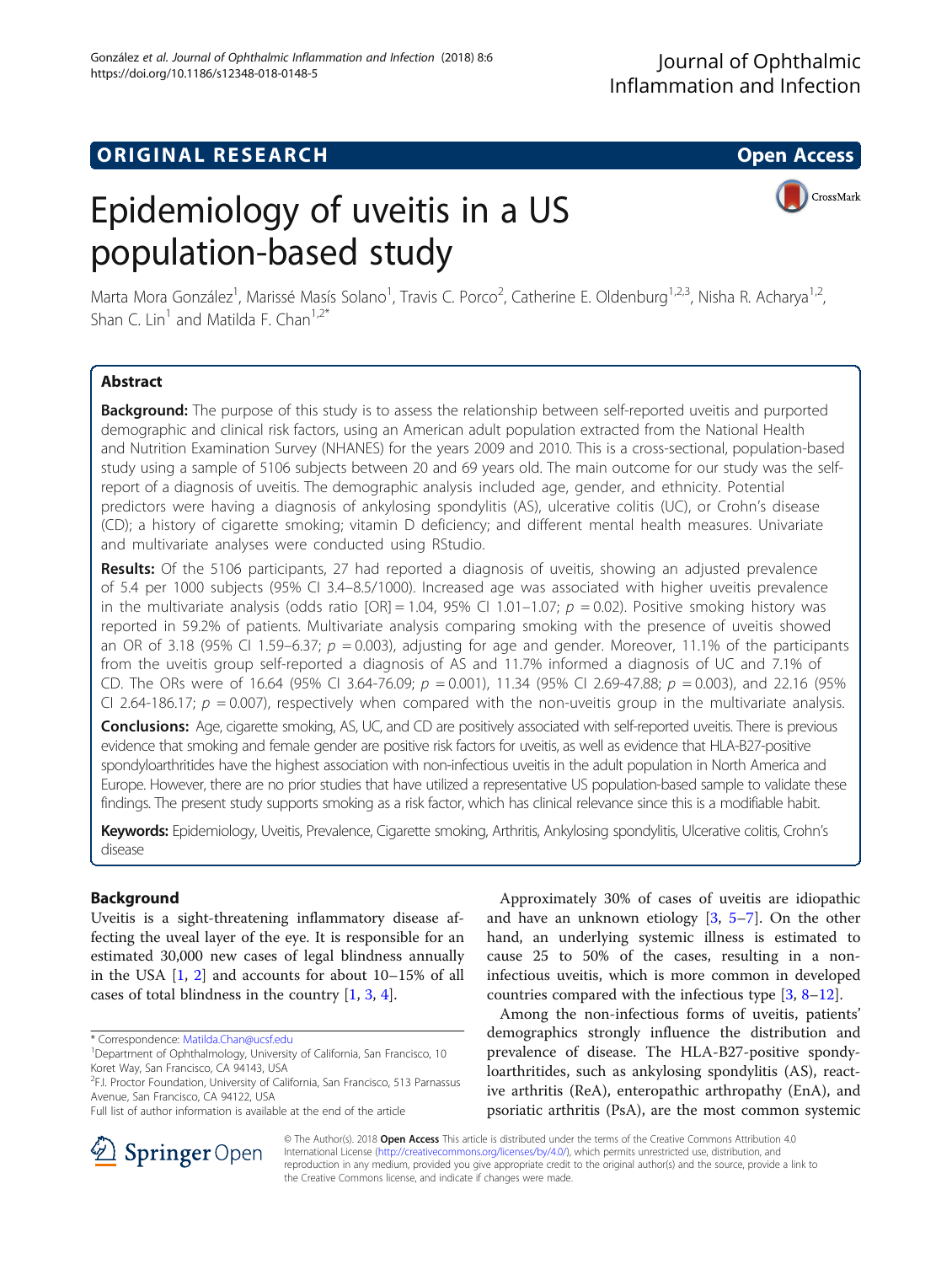## ORIGINAL RESEARCH

**Open Access**

# Epidemiology of uveitis in a US population-based study

Marta Mora González[1], Marissé Masís Solano[1], Travis C. Porco[2], Catherine E. Oldenburg[1,2,3], Nisha R. Acharya[1,2], Shan C. Lin[1] and Matilda F. Chan[1,2*]

## Abstract

**Background:** The purpose of this study is to assess the relationship between self-reported uveitis and purported demographic and clinical risk factors, using an American adult population extracted from the National Health and Nutrition Examination Survey (NHANES) for the years 2009 and 2010. This is a cross-sectional, population-based study using a sample of 5106 subjects between 20 and 69 years old. The main outcome for our study was the self-report of a diagnosis of uveitis. The demographic analysis included age, gender, and ethnicity. Potential predictors were having a diagnosis of ankylosing spondylitis (AS), ulcerative colitis (UC), or Crohn's disease (CD); a history of cigarette smoking; vitamin D deficiency; and different mental health measures. Univariate and multivariate analyses were conducted using RStudio.

**Results:** Of the 5106 participants, 27 had reported a diagnosis of uveitis, showing an adjusted prevalence of 5.4 per 1000 subjects (95% CI 3.4–8.5/1000). Increased age was associated with higher uveitis prevalence in the multivariate analysis (odds ratio [OR] = 1.04, 95% CI 1.01–1.07; $p = 0.02$). Positive smoking history was reported in 59.2% of patients. Multivariate analysis comparing smoking with the presence of uveitis showed an OR of 3.18 (95% CI 1.59–6.37; $p = 0.003$), adjusting for age and gender. Moreover, 11.1% of the participants from the uveitis group self-reported a diagnosis of AS and 11.7% informed a diagnosis of UC and 7.1% of CD. The ORs were of 16.64 (95% CI 3.64-76.09; $p = 0.001$), 11.34 (95% CI 2.69-47.88; $p = 0.003$), and 22.16 (95% CI 2.64-186.17; $p = 0.007$), respectively when compared with the non-uveitis group in the multivariate analysis.

**Conclusions:** Age, cigarette smoking, AS, UC, and CD are positively associated with self-reported uveitis. There is previous evidence that smoking and female gender are positive risk factors for uveitis, as well as evidence that HLA-B27-positive spondyloarthritides have the highest association with non-infectious uveitis in the adult population in North America and Europe. However, there are no prior studies that have utilized a representative US population-based sample to validate these findings. The present study supports smoking as a risk factor, which has clinical relevance since this is a modifiable habit.

**Keywords:** Epidemiology, Uveitis, Prevalence, Cigarette smoking, Arthritis, Ankylosing spondylitis, Ulcerative colitis, Crohn's disease

## Background

Uveitis is a sight-threatening inflammatory disease affecting the uveal layer of the eye. It is responsible for an estimated 30,000 new cases of legal blindness annually in the USA [1, 2] and accounts for about 10–15% of all cases of total blindness in the country [1, 3, 4].

Approximately 30% of cases of uveitis are idiopathic and have an unknown etiology [3, 5–7]. On the other hand, an underlying systemic illness is estimated to cause 25 to 50% of the cases, resulting in a non-infectious uveitis, which is more common in developed countries compared with the infectious type [3, 8–12].

Among the non-infectious forms of uveitis, patients' demographics strongly influence the distribution and prevalence of disease. The HLA-B27-positive spondyloarthritides, such as ankylosing spondylitis (AS), reactive arthritis (ReA), enteropathic arthropathy (EnA), and psoriatic arthritis (PsA), are the most common systemic

\* Correspondence: Matilda.Chan@ucsf.edu
[1]Department of Ophthalmology, University of California, San Francisco, 10 Koret Way, San Francisco, CA 94143, USA
[2]F.I. Proctor Foundation, University of California, San Francisco, 513 Parnassus Avenue, San Francisco, CA 94122, USA
Full list of author information is available at the end of the article

© The Author(s). 2018 **Open Access** This article is distributed under the terms of the Creative Commons Attribution 4.0 International License (http://creativecommons.org/licenses/by/4.0/), which permits unrestricted use, distribution, and reproduction in any medium, provided you give appropriate credit to the original author(s) and the source, provide a link to the Creative Commons license, and indicate if changes were made.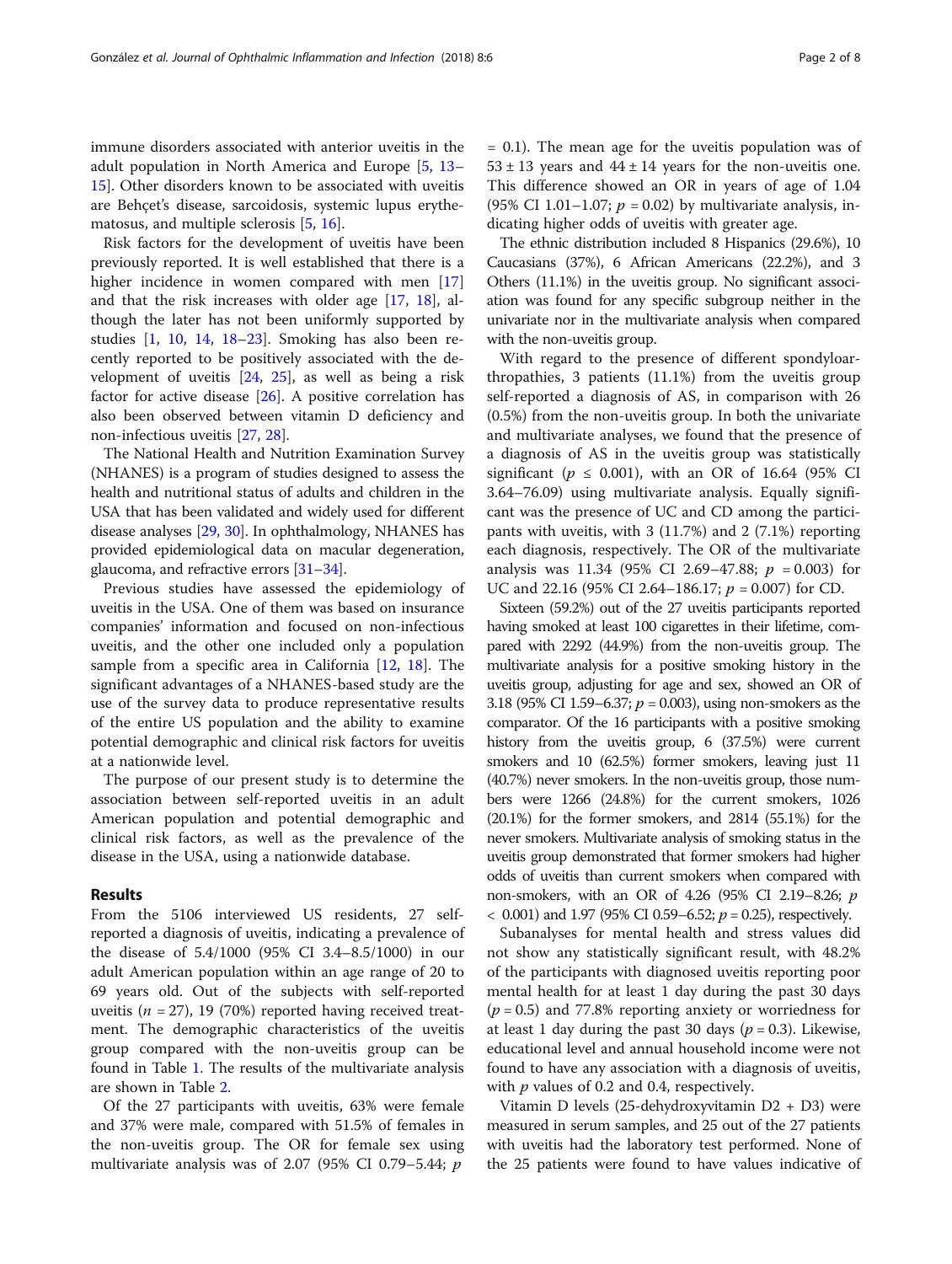immune disorders associated with anterior uveitis in the adult population in North America and Europe [5, 13–15]. Other disorders known to be associated with uveitis are Behçet's disease, sarcoidosis, systemic lupus erythematosus, and multiple sclerosis [5, 16].

Risk factors for the development of uveitis have been previously reported. It is well established that there is a higher incidence in women compared with men [17] and that the risk increases with older age [17, 18], although the later has not been uniformly supported by studies [1, 10, 14, 18–23]. Smoking has also been recently reported to be positively associated with the development of uveitis [24, 25], as well as being a risk factor for active disease [26]. A positive correlation has also been observed between vitamin D deficiency and non-infectious uveitis [27, 28].

The National Health and Nutrition Examination Survey (NHANES) is a program of studies designed to assess the health and nutritional status of adults and children in the USA that has been validated and widely used for different disease analyses [29, 30]. In ophthalmology, NHANES has provided epidemiological data on macular degeneration, glaucoma, and refractive errors [31–34].

Previous studies have assessed the epidemiology of uveitis in the USA. One of them was based on insurance companies' information and focused on non-infectious uveitis, and the other one included only a population sample from a specific area in California [12, 18]. The significant advantages of a NHANES-based study are the use of the survey data to produce representative results of the entire US population and the ability to examine potential demographic and clinical risk factors for uveitis at a nationwide level.

The purpose of our present study is to determine the association between self-reported uveitis in an adult American population and potential demographic and clinical risk factors, as well as the prevalence of the disease in the USA, using a nationwide database.

## Results

From the 5106 interviewed US residents, 27 self-reported a diagnosis of uveitis, indicating a prevalence of the disease of 5.4/1000 (95% CI 3.4–8.5/1000) in our adult American population within an age range of 20 to 69 years old. Out of the subjects with self-reported uveitis ($n$ = 27), 19 (70%) reported having received treatment. The demographic characteristics of the uveitis group compared with the non-uveitis group can be found in Table 1. The results of the multivariate analysis are shown in Table 2.

Of the 27 participants with uveitis, 63% were female and 37% were male, compared with 51.5% of females in the non-uveitis group. The OR for female sex using multivariate analysis was of 2.07 (95% CI 0.79–5.44; $p$ = 0.1). The mean age for the uveitis population was of 53 ± 13 years and 44 ± 14 years for the non-uveitis one. This difference showed an OR in years of age of 1.04 (95% CI 1.01–1.07; $p$ = 0.02) by multivariate analysis, indicating higher odds of uveitis with greater age.

The ethnic distribution included 8 Hispanics (29.6%), 10 Caucasians (37%), 6 African Americans (22.2%), and 3 Others (11.1%) in the uveitis group. No significant association was found for any specific subgroup neither in the univariate nor in the multivariate analysis when compared with the non-uveitis group.

With regard to the presence of different spondyloarthropathies, 3 patients (11.1%) from the uveitis group self-reported a diagnosis of AS, in comparison with 26 (0.5%) from the non-uveitis group. In both the univariate and multivariate analyses, we found that the presence of a diagnosis of AS in the uveitis group was statistically significant ($p$ ≤ 0.001), with an OR of 16.64 (95% CI 3.64–76.09) using multivariate analysis. Equally significant was the presence of UC and CD among the participants with uveitis, with 3 (11.7%) and 2 (7.1%) reporting each diagnosis, respectively. The OR of the multivariate analysis was 11.34 (95% CI 2.69–47.88; $p$ = 0.003) for UC and 22.16 (95% CI 2.64–186.17; $p$ = 0.007) for CD.

Sixteen (59.2%) out of the 27 uveitis participants reported having smoked at least 100 cigarettes in their lifetime, compared with 2292 (44.9%) from the non-uveitis group. The multivariate analysis for a positive smoking history in the uveitis group, adjusting for age and sex, showed an OR of 3.18 (95% CI 1.59–6.37; $p$ = 0.003), using non-smokers as the comparator. Of the 16 participants with a positive smoking history from the uveitis group, 6 (37.5%) were current smokers and 10 (62.5%) former smokers, leaving just 11 (40.7%) never smokers. In the non-uveitis group, those numbers were 1266 (24.8%) for the current smokers, 1026 (20.1%) for the former smokers, and 2814 (55.1%) for the never smokers. Multivariate analysis of smoking status in the uveitis group demonstrated that former smokers had higher odds of uveitis than current smokers when compared with non-smokers, with an OR of 4.26 (95% CI 2.19–8.26; $p$ < 0.001) and 1.97 (95% CI 0.59–6.52; $p$ = 0.25), respectively.

Subanalyses for mental health and stress values did not show any statistically significant result, with 48.2% of the participants with diagnosed uveitis reporting poor mental health for at least 1 day during the past 30 days ($p$ = 0.5) and 77.8% reporting anxiety or worriedness for at least 1 day during the past 30 days ($p$ = 0.3). Likewise, educational level and annual household income were not found to have any association with a diagnosis of uveitis, with $p$ values of 0.2 and 0.4, respectively.

Vitamin D levels (25-dehydroxyvitamin D2 + D3) were measured in serum samples, and 25 out of the 27 patients with uveitis had the laboratory test performed. None of the 25 patients were found to have values indicative of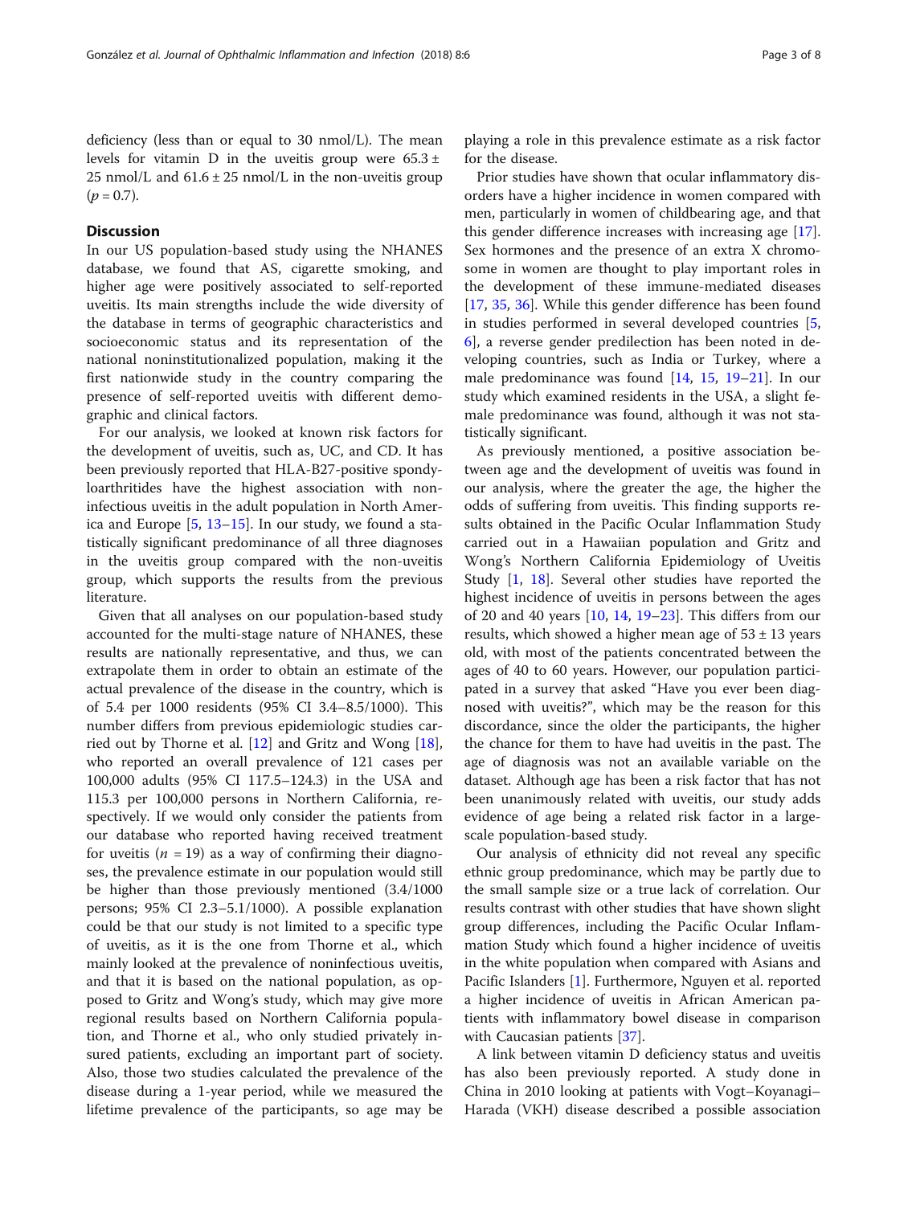deficiency (less than or equal to 30 nmol/L). The mean levels for vitamin D in the uveitis group were $65.3 \pm 25$ nmol/L and $61.6 \pm 25$ nmol/L in the non-uveitis group ($p = 0.7$).

## Discussion

In our US population-based study using the NHANES database, we found that AS, cigarette smoking, and higher age were positively associated to self-reported uveitis. Its main strengths include the wide diversity of the database in terms of geographic characteristics and socioeconomic status and its representation of the national noninstitutionalized population, making it the first nationwide study in the country comparing the presence of self-reported uveitis with different demographic and clinical factors.

For our analysis, we looked at known risk factors for the development of uveitis, such as, UC, and CD. It has been previously reported that HLA-B27-positive spondyloarthritides have the highest association with non-infectious uveitis in the adult population in North America and Europe [5, 13–15]. In our study, we found a statistically significant predominance of all three diagnoses in the uveitis group compared with the non-uveitis group, which supports the results from the previous literature.

Given that all analyses on our population-based study accounted for the multi-stage nature of NHANES, these results are nationally representative, and thus, we can extrapolate them in order to obtain an estimate of the actual prevalence of the disease in the country, which is of 5.4 per 1000 residents (95% CI 3.4–8.5/1000). This number differs from previous epidemiologic studies carried out by Thorne et al. [12] and Gritz and Wong [18], who reported an overall prevalence of 121 cases per 100,000 adults (95% CI 117.5–124.3) in the USA and 115.3 per 100,000 persons in Northern California, respectively. If we would only consider the patients from our database who reported having received treatment for uveitis ($n = 19$) as a way of confirming their diagnoses, the prevalence estimate in our population would still be higher than those previously mentioned (3.4/1000 persons; 95% CI 2.3–5.1/1000). A possible explanation could be that our study is not limited to a specific type of uveitis, as it is the one from Thorne et al., which mainly looked at the prevalence of noninfectious uveitis, and that it is based on the national population, as opposed to Gritz and Wong's study, which may give more regional results based on Northern California population, and Thorne et al., who only studied privately insured patients, excluding an important part of society. Also, those two studies calculated the prevalence of the disease during a 1-year period, while we measured the lifetime prevalence of the participants, so age may be playing a role in this prevalence estimate as a risk factor for the disease.

Prior studies have shown that ocular inflammatory disorders have a higher incidence in women compared with men, particularly in women of childbearing age, and that this gender difference increases with increasing age [17]. Sex hormones and the presence of an extra X chromosome in women are thought to play important roles in the development of these immune-mediated diseases [17, 35, 36]. While this gender difference has been found in studies performed in several developed countries [5, 6], a reverse gender predilection has been noted in developing countries, such as India or Turkey, where a male predominance was found [14, 15, 19–21]. In our study which examined residents in the USA, a slight female predominance was found, although it was not statistically significant.

As previously mentioned, a positive association between age and the development of uveitis was found in our analysis, where the greater the age, the higher the odds of suffering from uveitis. This finding supports results obtained in the Pacific Ocular Inflammation Study carried out in a Hawaiian population and Gritz and Wong's Northern California Epidemiology of Uveitis Study [1, 18]. Several other studies have reported the highest incidence of uveitis in persons between the ages of 20 and 40 years [10, 14, 19–23]. This differs from our results, which showed a higher mean age of $53 \pm 13$ years old, with most of the patients concentrated between the ages of 40 to 60 years. However, our population participated in a survey that asked "Have you ever been diagnosed with uveitis?", which may be the reason for this discordance, since the older the participants, the higher the chance for them to have had uveitis in the past. The age of diagnosis was not an available variable on the dataset. Although age has been a risk factor that has not been unanimously related with uveitis, our study adds evidence of age being a related risk factor in a large-scale population-based study.

Our analysis of ethnicity did not reveal any specific ethnic group predominance, which may be partly due to the small sample size or a true lack of correlation. Our results contrast with other studies that have shown slight group differences, including the Pacific Ocular Inflammation Study which found a higher incidence of uveitis in the white population when compared with Asians and Pacific Islanders [1]. Furthermore, Nguyen et al. reported a higher incidence of uveitis in African American patients with inflammatory bowel disease in comparison with Caucasian patients [37].

A link between vitamin D deficiency status and uveitis has also been previously reported. A study done in China in 2010 looking at patients with Vogt–Koyanagi–Harada (VKH) disease described a possible association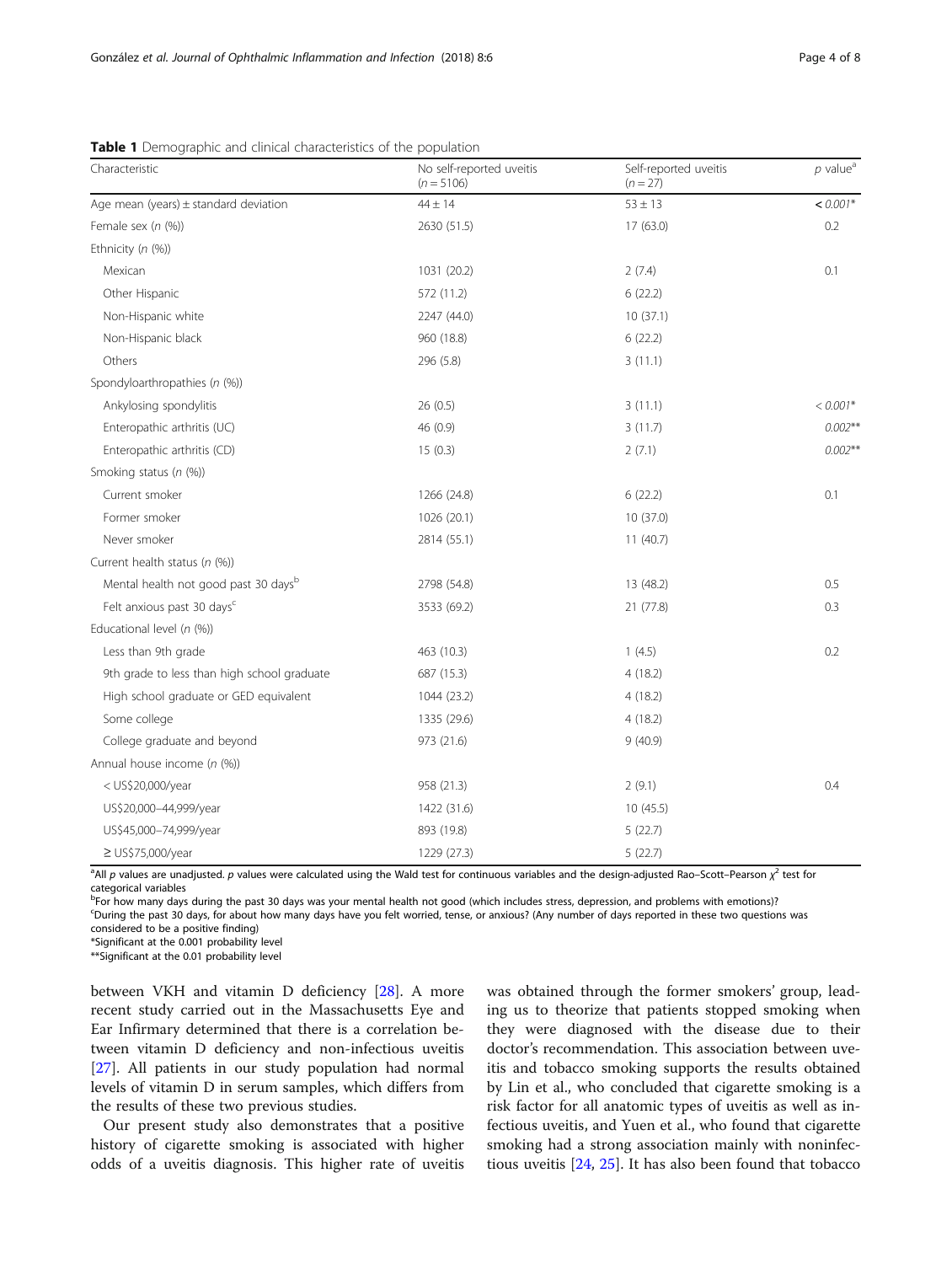**Table 1** Demographic and clinical characteristics of the population

| Characteristic | No self-reported uveitis ($n = 5106$) | Self-reported uveitis ($n = 27$) | $p$ value[a] |
|---|---|---|---|
| Age mean (years) ± standard deviation | 44 ± 14 | 53 ± 13 | *< 0.001** |
| Female sex ($n$ (%)) | 2630 (51.5) | 17 (63.0) | 0.2 |
| Ethnicity ($n$ (%)) | | | |
| Mexican | 1031 (20.2) | 2 (7.4) | 0.1 |
| Other Hispanic | 572 (11.2) | 6 (22.2) | |
| Non-Hispanic white | 2247 (44.0) | 10 (37.1) | |
| Non-Hispanic black | 960 (18.8) | 6 (22.2) | |
| Others | 296 (5.8) | 3 (11.1) | |
| Spondyloarthropathies ($n$ (%)) | | | |
| Ankylosing spondylitis | 26 (0.5) | 3 (11.1) | *< 0.001** |
| Enteropathic arthritis (UC) | 46 (0.9) | 3 (11.7) | *0.002*** |
| Enteropathic arthritis (CD) | 15 (0.3) | 2 (7.1) | *0.002*** |
| Smoking status ($n$ (%)) | | | |
| Current smoker | 1266 (24.8) | 6 (22.2) | 0.1 |
| Former smoker | 1026 (20.1) | 10 (37.0) | |
| Never smoker | 2814 (55.1) | 11 (40.7) | |
| Current health status ($n$ (%)) | | | |
| Mental health not good past 30 days[b] | 2798 (54.8) | 13 (48.2) | 0.5 |
| Felt anxious past 30 days[c] | 3533 (69.2) | 21 (77.8) | 0.3 |
| Educational level ($n$ (%)) | | | |
| Less than 9th grade | 463 (10.3) | 1 (4.5) | 0.2 |
| 9th grade to less than high school graduate | 687 (15.3) | 4 (18.2) | |
| High school graduate or GED equivalent | 1044 (23.2) | 4 (18.2) | |
| Some college | 1335 (29.6) | 4 (18.2) | |
| College graduate and beyond | 973 (21.6) | 9 (40.9) | |
| Annual house income ($n$ (%)) | | | |
| < US$20,000/year | 958 (21.3) | 2 (9.1) | 0.4 |
| US$20,000–44,999/year | 1422 (31.6) | 10 (45.5) | |
| US$45,000–74,999/year | 893 (19.8) | 5 (22.7) | |
| ≥ US$75,000/year | 1229 (27.3) | 5 (22.7) | |

[a]All $p$ values are unadjusted. $p$ values were calculated using the Wald test for continuous variables and the design-adjusted Rao–Scott–Pearson $\chi^2$ test for categorical variables

[b]For how many days during the past 30 days was your mental health not good (which includes stress, depression, and problems with emotions)?

[c]During the past 30 days, for about how many days have you felt worried, tense, or anxious? (Any number of days reported in these two questions was considered to be a positive finding)

*Significant at the 0.001 probability level

**Significant at the 0.01 probability level

between VKH and vitamin D deficiency [28]. A more recent study carried out in the Massachusetts Eye and Ear Infirmary determined that there is a correlation between vitamin D deficiency and non-infectious uveitis [27]. All patients in our study population had normal levels of vitamin D in serum samples, which differs from the results of these two previous studies.

Our present study also demonstrates that a positive history of cigarette smoking is associated with higher odds of a uveitis diagnosis. This higher rate of uveitis was obtained through the former smokers' group, leading us to theorize that patients stopped smoking when they were diagnosed with the disease due to their doctor's recommendation. This association between uveitis and tobacco smoking supports the results obtained by Lin et al., who concluded that cigarette smoking is a risk factor for all anatomic types of uveitis as well as infectious uveitis, and Yuen et al., who found that cigarette smoking had a strong association mainly with noninfectious uveitis [24, 25]. It has also been found that tobacco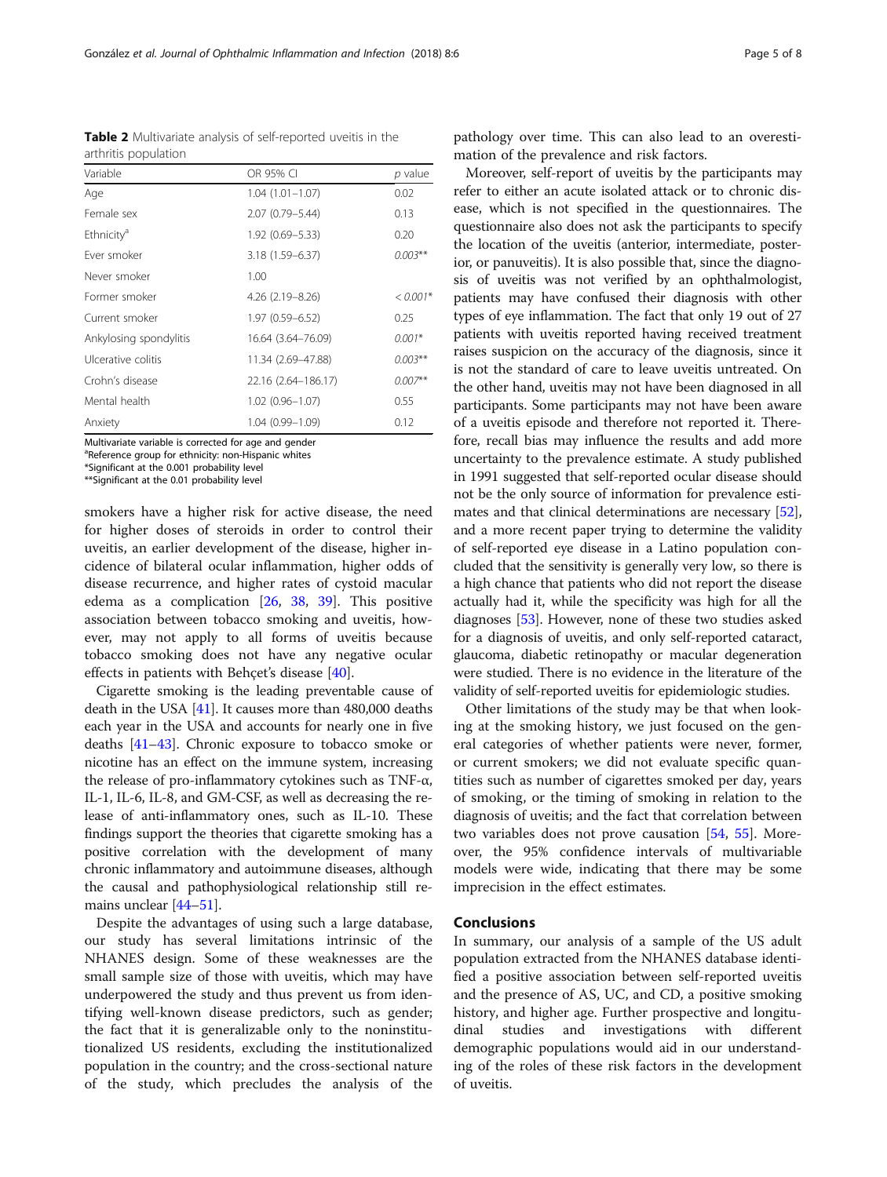**Table 2** Multivariate analysis of self-reported uveitis in the arthritis population

| Variable | OR 95% CI | p value |
|---|---|---|
| Age | 1.04 (1.01–1.07) | 0.02 |
| Female sex | 2.07 (0.79–5.44) | 0.13 |
| Ethnicity[a] | 1.92 (0.69–5.33) | 0.20 |
| Ever smoker | 3.18 (1.59–6.37) | *0.003*** |
| Never smoker | 1.00 | |
| Former smoker | 4.26 (2.19–8.26) | *< 0.001** |
| Current smoker | 1.97 (0.59–6.52) | 0.25 |
| Ankylosing spondylitis | 16.64 (3.64–76.09) | *0.001** |
| Ulcerative colitis | 11.34 (2.69–47.88) | *0.003*** |
| Crohn's disease | 22.16 (2.64–186.17) | *0.007*** |
| Mental health | 1.02 (0.96–1.07) | 0.55 |
| Anxiety | 1.04 (0.99–1.09) | 0.12 |

Multivariate variable is corrected for age and gender
[a]Reference group for ethnicity: non-Hispanic whites
*Significant at the 0.001 probability level
**Significant at the 0.01 probability level

smokers have a higher risk for active disease, the need for higher doses of steroids in order to control their uveitis, an earlier development of the disease, higher incidence of bilateral ocular inflammation, higher odds of disease recurrence, and higher rates of cystoid macular edema as a complication [26, 38, 39]. This positive association between tobacco smoking and uveitis, however, may not apply to all forms of uveitis because tobacco smoking does not have any negative ocular effects in patients with Behçet's disease [40].

Cigarette smoking is the leading preventable cause of death in the USA [41]. It causes more than 480,000 deaths each year in the USA and accounts for nearly one in five deaths [41–43]. Chronic exposure to tobacco smoke or nicotine has an effect on the immune system, increasing the release of pro-inflammatory cytokines such as TNF-α, IL-1, IL-6, IL-8, and GM-CSF, as well as decreasing the release of anti-inflammatory ones, such as IL-10. These findings support the theories that cigarette smoking has a positive correlation with the development of many chronic inflammatory and autoimmune diseases, although the causal and pathophysiological relationship still remains unclear [44–51].

Despite the advantages of using such a large database, our study has several limitations intrinsic of the NHANES design. Some of these weaknesses are the small sample size of those with uveitis, which may have underpowered the study and thus prevent us from identifying well-known disease predictors, such as gender; the fact that it is generalizable only to the noninstitutionalized US residents, excluding the institutionalized population in the country; and the cross-sectional nature of the study, which precludes the analysis of the pathology over time. This can also lead to an overestimation of the prevalence and risk factors.

Moreover, self-report of uveitis by the participants may refer to either an acute isolated attack or to chronic disease, which is not specified in the questionnaires. The questionnaire also does not ask the participants to specify the location of the uveitis (anterior, intermediate, posterior, or panuveitis). It is also possible that, since the diagnosis of uveitis was not verified by an ophthalmologist, patients may have confused their diagnosis with other types of eye inflammation. The fact that only 19 out of 27 patients with uveitis reported having received treatment raises suspicion on the accuracy of the diagnosis, since it is not the standard of care to leave uveitis untreated. On the other hand, uveitis may not have been diagnosed in all participants. Some participants may not have been aware of a uveitis episode and therefore not reported it. Therefore, recall bias may influence the results and add more uncertainty to the prevalence estimate. A study published in 1991 suggested that self-reported ocular disease should not be the only source of information for prevalence estimates and that clinical determinations are necessary [52], and a more recent paper trying to determine the validity of self-reported eye disease in a Latino population concluded that the sensitivity is generally very low, so there is a high chance that patients who did not report the disease actually had it, while the specificity was high for all the diagnoses [53]. However, none of these two studies asked for a diagnosis of uveitis, and only self-reported cataract, glaucoma, diabetic retinopathy or macular degeneration were studied. There is no evidence in the literature of the validity of self-reported uveitis for epidemiologic studies.

Other limitations of the study may be that when looking at the smoking history, we just focused on the general categories of whether patients were never, former, or current smokers; we did not evaluate specific quantities such as number of cigarettes smoked per day, years of smoking, or the timing of smoking in relation to the diagnosis of uveitis; and the fact that correlation between two variables does not prove causation [54, 55]. Moreover, the 95% confidence intervals of multivariable models were wide, indicating that there may be some imprecision in the effect estimates.

## Conclusions

In summary, our analysis of a sample of the US adult population extracted from the NHANES database identified a positive association between self-reported uveitis and the presence of AS, UC, and CD, a positive smoking history, and higher age. Further prospective and longitudinal studies and investigations with different demographic populations would aid in our understanding of the roles of these risk factors in the development of uveitis.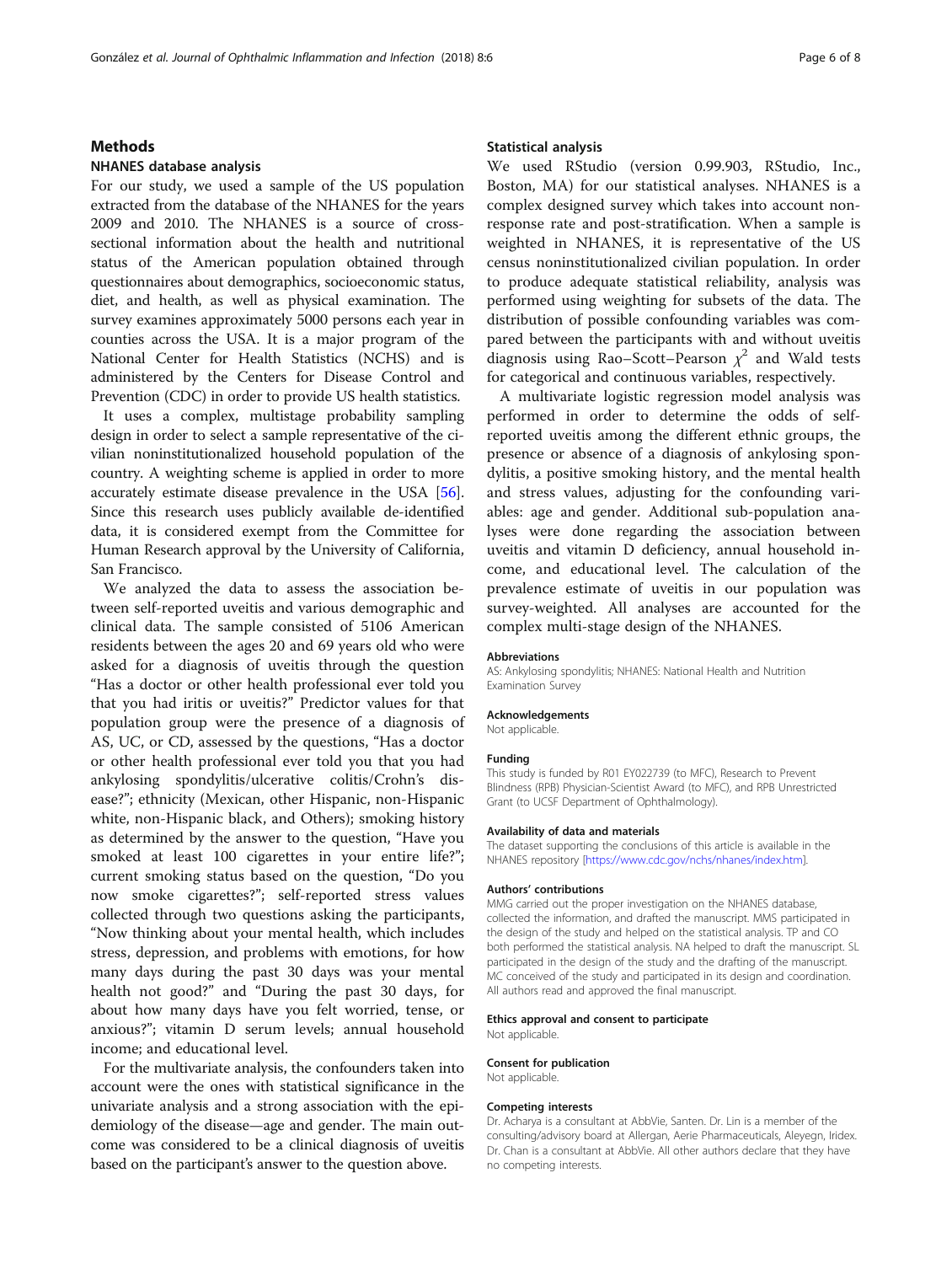## Methods

### NHANES database analysis

For our study, we used a sample of the US population extracted from the database of the NHANES for the years 2009 and 2010. The NHANES is a source of cross-sectional information about the health and nutritional status of the American population obtained through questionnaires about demographics, socioeconomic status, diet, and health, as well as physical examination. The survey examines approximately 5000 persons each year in counties across the USA. It is a major program of the National Center for Health Statistics (NCHS) and is administered by the Centers for Disease Control and Prevention (CDC) in order to provide US health statistics.

It uses a complex, multistage probability sampling design in order to select a sample representative of the civilian noninstitutionalized household population of the country. A weighting scheme is applied in order to more accurately estimate disease prevalence in the USA [56]. Since this research uses publicly available de-identified data, it is considered exempt from the Committee for Human Research approval by the University of California, San Francisco.

We analyzed the data to assess the association between self-reported uveitis and various demographic and clinical data. The sample consisted of 5106 American residents between the ages 20 and 69 years old who were asked for a diagnosis of uveitis through the question "Has a doctor or other health professional ever told you that you had iritis or uveitis?" Predictor values for that population group were the presence of a diagnosis of AS, UC, or CD, assessed by the questions, "Has a doctor or other health professional ever told you that you had ankylosing spondylitis/ulcerative colitis/Crohn's disease?"; ethnicity (Mexican, other Hispanic, non-Hispanic white, non-Hispanic black, and Others); smoking history as determined by the answer to the question, "Have you smoked at least 100 cigarettes in your entire life?"; current smoking status based on the question, "Do you now smoke cigarettes?"; self-reported stress values collected through two questions asking the participants, "Now thinking about your mental health, which includes stress, depression, and problems with emotions, for how many days during the past 30 days was your mental health not good?" and "During the past 30 days, for about how many days have you felt worried, tense, or anxious?"; vitamin D serum levels; annual household income; and educational level.

For the multivariate analysis, the confounders taken into account were the ones with statistical significance in the univariate analysis and a strong association with the epidemiology of the disease—age and gender. The main outcome was considered to be a clinical diagnosis of uveitis based on the participant's answer to the question above.

### Statistical analysis

We used RStudio (version 0.99.903, RStudio, Inc., Boston, MA) for our statistical analyses. NHANES is a complex designed survey which takes into account non-response rate and post-stratification. When a sample is weighted in NHANES, it is representative of the US census noninstitutionalized civilian population. In order to produce adequate statistical reliability, analysis was performed using weighting for subsets of the data. The distribution of possible confounding variables was compared between the participants with and without uveitis diagnosis using Rao–Scott–Pearson $\chi^2$ and Wald tests for categorical and continuous variables, respectively.

A multivariate logistic regression model analysis was performed in order to determine the odds of self-reported uveitis among the different ethnic groups, the presence or absence of a diagnosis of ankylosing spondylitis, a positive smoking history, and the mental health and stress values, adjusting for the confounding variables: age and gender. Additional sub-population analyses were done regarding the association between uveitis and vitamin D deficiency, annual household income, and educational level. The calculation of the prevalence estimate of uveitis in our population was survey-weighted. All analyses are accounted for the complex multi-stage design of the NHANES.

#### Abbreviations

AS: Ankylosing spondylitis; NHANES: National Health and Nutrition Examination Survey

#### Acknowledgements

Not applicable.

#### Funding

This study is funded by R01 EY022739 (to MFC), Research to Prevent Blindness (RPB) Physician-Scientist Award (to MFC), and RPB Unrestricted Grant (to UCSF Department of Ophthalmology).

#### Availability of data and materials

The dataset supporting the conclusions of this article is available in the NHANES repository [https://www.cdc.gov/nchs/nhanes/index.htm].

#### Authors' contributions

MMG carried out the proper investigation on the NHANES database, collected the information, and drafted the manuscript. MMS participated in the design of the study and helped on the statistical analysis. TP and CO both performed the statistical analysis. NA helped to draft the manuscript. SL participated in the design of the study and the drafting of the manuscript. MC conceived of the study and participated in its design and coordination. All authors read and approved the final manuscript.

#### Ethics approval and consent to participate

Not applicable.

#### Consent for publication

Not applicable.

#### Competing interests

Dr. Acharya is a consultant at AbbVie, Santen. Dr. Lin is a member of the consulting/advisory board at Allergan, Aerie Pharmaceuticals, Aleyegn, Iridex. Dr. Chan is a consultant at AbbVie. All other authors declare that they have no competing interests.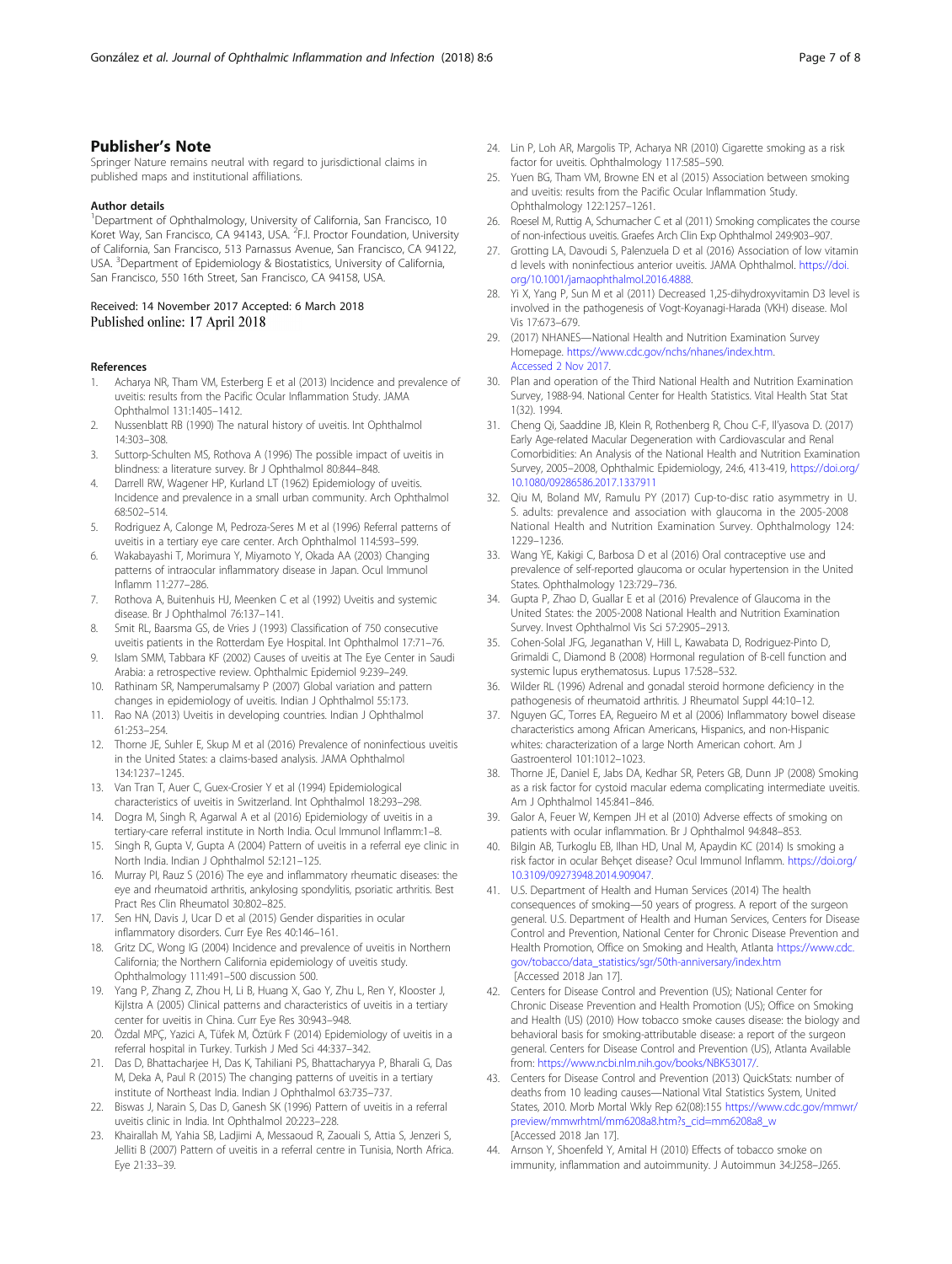## Publisher's Note

Springer Nature remains neutral with regard to jurisdictional claims in published maps and institutional affiliations.

### Author details

[1]Department of Ophthalmology, University of California, San Francisco, 10 Koret Way, San Francisco, CA 94143, USA. [2]F.I. Proctor Foundation, University of California, San Francisco, 513 Parnassus Avenue, San Francisco, CA 94122, USA. [3]Department of Epidemiology & Biostatistics, University of California, San Francisco, 550 16th Street, San Francisco, CA 94158, USA.

Received: 14 November 2017 Accepted: 6 March 2018
Published online: 17 April 2018

### References

1. Acharya NR, Tham VM, Esterberg E et al (2013) Incidence and prevalence of uveitis: results from the Pacific Ocular Inflammation Study. JAMA Ophthalmol 131:1405–1412.
2. Nussenblatt RB (1990) The natural history of uveitis. Int Ophthalmol 14:303–308.
3. Suttorp-Schulten MS, Rothova A (1996) The possible impact of uveitis in blindness: a literature survey. Br J Ophthalmol 80:844–848.
4. Darrell RW, Wagener HP, Kurland LT (1962) Epidemiology of uveitis. Incidence and prevalence in a small urban community. Arch Ophthalmol 68:502–514.
5. Rodriguez A, Calonge M, Pedroza-Seres M et al (1996) Referral patterns of uveitis in a tertiary eye care center. Arch Ophthalmol 114:593–599.
6. Wakabayashi T, Morimura Y, Miyamoto Y, Okada AA (2003) Changing patterns of intraocular inflammatory disease in Japan. Ocul Immunol Inflamm 11:277–286.
7. Rothova A, Buitenhuis HJ, Meenken C et al (1992) Uveitis and systemic disease. Br J Ophthalmol 76:137–141.
8. Smit RL, Baarsma GS, de Vries J (1993) Classification of 750 consecutive uveitis patients in the Rotterdam Eye Hospital. Int Ophthalmol 17:71–76.
9. Islam SMM, Tabbara KF (2002) Causes of uveitis at The Eye Center in Saudi Arabia: a retrospective review. Ophthalmic Epidemiol 9:239–249.
10. Rathinam SR, Namperumalsamy P (2007) Global variation and pattern changes in epidemiology of uveitis. Indian J Ophthalmol 55:173.
11. Rao NA (2013) Uveitis in developing countries. Indian J Ophthalmol 61:253–254.
12. Thorne JE, Suhler E, Skup M et al (2016) Prevalence of noninfectious uveitis in the United States: a claims-based analysis. JAMA Ophthalmol 134:1237–1245.
13. Van Tran T, Auer C, Guex-Crosier Y et al (1994) Epidemiological characteristics of uveitis in Switzerland. Int Ophthalmol 18:293–298.
14. Dogra M, Singh R, Agarwal A et al (2016) Epidemiology of uveitis in a tertiary-care referral institute in North India. Ocul Immunol Inflamm:1–8.
15. Singh R, Gupta V, Gupta A (2004) Pattern of uveitis in a referral eye clinic in North India. Indian J Ophthalmol 52:121–125.
16. Murray PI, Rauz S (2016) The eye and inflammatory rheumatic diseases: the eye and rheumatoid arthritis, ankylosing spondylitis, psoriatic arthritis. Best Pract Res Clin Rheumatol 30:802–825.
17. Sen HN, Davis J, Ucar D et al (2015) Gender disparities in ocular inflammatory disorders. Curr Eye Res 40:146–161.
18. Gritz DC, Wong IG (2004) Incidence and prevalence of uveitis in Northern California; the Northern California epidemiology of uveitis study. Ophthalmology 111:491–500 discussion 500.
19. Yang P, Zhang Z, Zhou H, Li B, Huang X, Gao Y, Zhu L, Ren Y, Klooster J, Kijlstra A (2005) Clinical patterns and characteristics of uveitis in a tertiary center for uveitis in China. Curr Eye Res 30:943–948.
20. Özdal MPÇ, Yazici A, Tüfek M, Öztürk F (2014) Epidemiology of uveitis in a referral hospital in Turkey. Turkish J Med Sci 44:337–342.
21. Das D, Bhattacharjee H, Das K, Tahiliani PS, Bhattacharyya P, Bharali G, Das M, Deka A, Paul R (2015) The changing patterns of uveitis in a tertiary institute of Northeast India. Indian J Ophthalmol 63:735–737.
22. Biswas J, Narain S, Das D, Ganesh SK (1996) Pattern of uveitis in a referral uveitis clinic in India. Int Ophthalmol 20:223–228.
23. Khairallah M, Yahia SB, Ladjimi A, Messaoud R, Zaouali S, Attia S, Jenzeri S, Jelliti B (2007) Pattern of uveitis in a referral centre in Tunisia, North Africa. Eye 21:33–39.
24. Lin P, Loh AR, Margolis TP, Acharya NR (2010) Cigarette smoking as a risk factor for uveitis. Ophthalmology 117:585–590.
25. Yuen BG, Tham VM, Browne EN et al (2015) Association between smoking and uveitis: results from the Pacific Ocular Inflammation Study. Ophthalmology 122:1257–1261.
26. Roesel M, Ruttig A, Schumacher C et al (2011) Smoking complicates the course of non-infectious uveitis. Graefes Arch Clin Exp Ophthalmol 249:903–907.
27. Grotting LA, Davoudi S, Palenzuela D et al (2016) Association of low vitamin d levels with noninfectious anterior uveitis. JAMA Ophthalmol. https://doi.org/10.1001/jamaophthalmol.2016.4888.
28. Yi X, Yang P, Sun M et al (2011) Decreased 1,25-dihydroxyvitamin D3 level is involved in the pathogenesis of Vogt-Koyanagi-Harada (VKH) disease. Mol Vis 17:673–679.
29. (2017) NHANES—National Health and Nutrition Examination Survey Homepage. https://www.cdc.gov/nchs/nhanes/index.htm. Accessed 2 Nov 2017.
30. Plan and operation of the Third National Health and Nutrition Examination Survey, 1988-94. National Center for Health Statistics. Vital Health Stat Stat 1(32). 1994.
31. Cheng Qi, Saaddine JB, Klein R, Rothenberg R, Chou C-F, Il'yasova D. (2017) Early Age-related Macular Degeneration with Cardiovascular and Renal Comorbidities: An Analysis of the National Health and Nutrition Examination Survey, 2005–2008, Ophthalmic Epidemiology, 24:6, 413-419, https://doi.org/10.1080/09286586.2017.1337911
32. Qiu M, Boland MV, Ramulu PY (2017) Cup-to-disc ratio asymmetry in U. S. adults: prevalence and association with glaucoma in the 2005-2008 National Health and Nutrition Examination Survey. Ophthalmology 124: 1229–1236.
33. Wang YE, Kakigi C, Barbosa D et al (2016) Oral contraceptive use and prevalence of self-reported glaucoma or ocular hypertension in the United States. Ophthalmology 123:729–736.
34. Gupta P, Zhao D, Guallar E et al (2016) Prevalence of Glaucoma in the United States: the 2005-2008 National Health and Nutrition Examination Survey. Invest Ophthalmol Vis Sci 57:2905–2913.
35. Cohen-Solal JFG, Jeganathan V, Hill L, Kawabata D, Rodriguez-Pinto D, Grimaldi C, Diamond B (2008) Hormonal regulation of B-cell function and systemic lupus erythematosus. Lupus 17:528–532.
36. Wilder RL (1996) Adrenal and gonadal steroid hormone deficiency in the pathogenesis of rheumatoid arthritis. J Rheumatol Suppl 44:10–12.
37. Nguyen GC, Torres EA, Regueiro M et al (2006) Inflammatory bowel disease characteristics among African Americans, Hispanics, and non-Hispanic whites: characterization of a large North American cohort. Am J Gastroenterol 101:1012–1023.
38. Thorne JE, Daniel E, Jabs DA, Kedhar SR, Peters GB, Dunn JP (2008) Smoking as a risk factor for cystoid macular edema complicating intermediate uveitis. Am J Ophthalmol 145:841–846.
39. Galor A, Feuer W, Kempen JH et al (2010) Adverse effects of smoking on patients with ocular inflammation. Br J Ophthalmol 94:848–853.
40. Bilgin AB, Turkoglu EB, Ilhan HD, Unal M, Apaydin KC (2014) Is smoking a risk factor in ocular Behçet disease? Ocul Immunol Inflamm. https://doi.org/10.3109/09273948.2014.909047.
41. U.S. Department of Health and Human Services (2014) The health consequences of smoking—50 years of progress. A report of the surgeon general. U.S. Department of Health and Human Services, Centers for Disease Control and Prevention, National Center for Chronic Disease Prevention and Health Promotion, Office on Smoking and Health, Atlanta https://www.cdc.gov/tobacco/data_statistics/sgr/50th-anniversary/index.htm [Accessed 2018 Jan 17].
42. Centers for Disease Control and Prevention (US); National Center for Chronic Disease Prevention and Health Promotion (US); Office on Smoking and Health (US) (2010) How tobacco smoke causes disease: the biology and behavioral basis for smoking-attributable disease: a report of the surgeon general. Centers for Disease Control and Prevention (US), Atlanta Available from: https://www.ncbi.nlm.nih.gov/books/NBK53017/.
43. Centers for Disease Control and Prevention (2013) QuickStats: number of deaths from 10 leading causes—National Vital Statistics System, United States, 2010. Morb Mortal Wkly Rep 62(08):155 https://www.cdc.gov/mmwr/preview/mmwrhtml/mm6208a8.htm?s_cid=mm6208a8_w [Accessed 2018 Jan 17].
44. Arnson Y, Shoenfeld Y, Amital H (2010) Effects of tobacco smoke on immunity, inflammation and autoimmunity. J Autoimmun 34:J258–J265.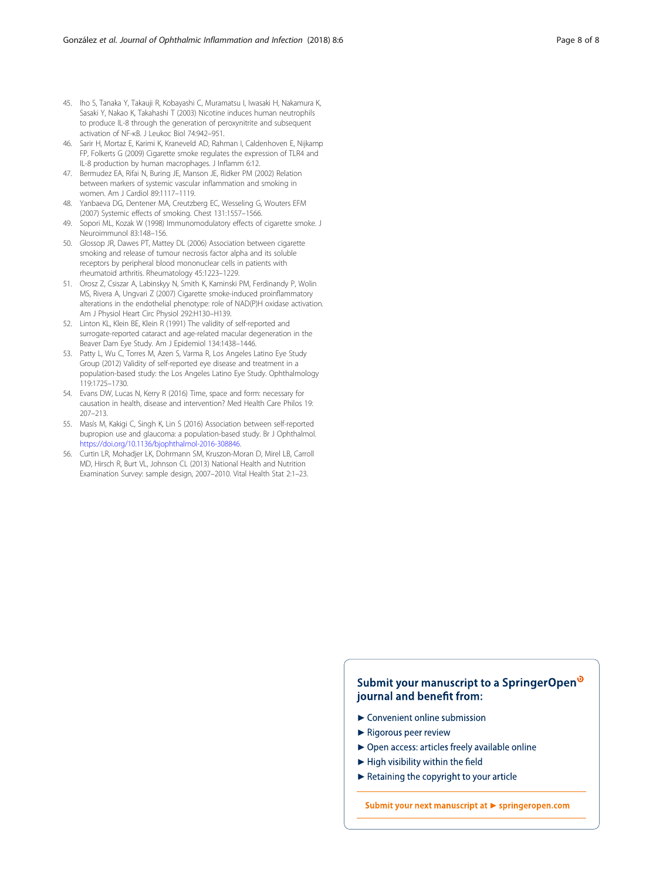45. Iho S, Tanaka Y, Takauji R, Kobayashi C, Muramatsu I, Iwasaki H, Nakamura K, Sasaki Y, Nakao K, Takahashi T (2003) Nicotine induces human neutrophils to produce IL-8 through the generation of peroxynitrite and subsequent activation of NF-κB. J Leukoc Biol 74:942–951.
46. Sarir H, Mortaz E, Karimi K, Kraneveld AD, Rahman I, Caldenhoven E, Nijkamp FP, Folkerts G (2009) Cigarette smoke regulates the expression of TLR4 and IL-8 production by human macrophages. J Inflamm 6:12.
47. Bermudez EA, Rifai N, Buring JE, Manson JE, Ridker PM (2002) Relation between markers of systemic vascular inflammation and smoking in women. Am J Cardiol 89:1117–1119.
48. Yanbaeva DG, Dentener MA, Creutzberg EC, Wesseling G, Wouters EFM (2007) Systemic effects of smoking. Chest 131:1557–1566.
49. Sopori ML, Kozak W (1998) Immunomodulatory effects of cigarette smoke. J Neuroimmunol 83:148–156.
50. Glossop JR, Dawes PT, Mattey DL (2006) Association between cigarette smoking and release of tumour necrosis factor alpha and its soluble receptors by peripheral blood mononuclear cells in patients with rheumatoid arthritis. Rheumatology 45:1223–1229.
51. Orosz Z, Csiszar A, Labinskyy N, Smith K, Kaminski PM, Ferdinandy P, Wolin MS, Rivera A, Ungvari Z (2007) Cigarette smoke-induced proinflammatory alterations in the endothelial phenotype: role of NAD(P)H oxidase activation. Am J Physiol Heart Circ Physiol 292:H130–H139.
52. Linton KL, Klein BE, Klein R (1991) The validity of self-reported and surrogate-reported cataract and age-related macular degeneration in the Beaver Dam Eye Study. Am J Epidemiol 134:1438–1446.
53. Patty L, Wu C, Torres M, Azen S, Varma R, Los Angeles Latino Eye Study Group (2012) Validity of self-reported eye disease and treatment in a population-based study: the Los Angeles Latino Eye Study. Ophthalmology 119:1725–1730.
54. Evans DW, Lucas N, Kerry R (2016) Time, space and form: necessary for causation in health, disease and intervention? Med Health Care Philos 19: 207–213.
55. Masís M, Kakigi C, Singh K, Lin S (2016) Association between self-reported bupropion use and glaucoma: a population-based study. Br J Ophthalmol. https://doi.org/10.1136/bjophthalmol-2016-308846.
56. Curtin LR, Mohadjer LK, Dohrmann SM, Kruszon-Moran D, Mirel LB, Carroll MD, Hirsch R, Burt VL, Johnson CL (2013) National Health and Nutrition Examination Survey: sample design, 2007–2010. Vital Health Stat 2:1–23.

**Submit your manuscript to a SpringerOpen journal and benefit from:**

- ► Convenient online submission
- ► Rigorous peer review
- ► Open access: articles freely available online
- ► High visibility within the field
- ► Retaining the copyright to your article

**Submit your next manuscript at ► springeropen.com**